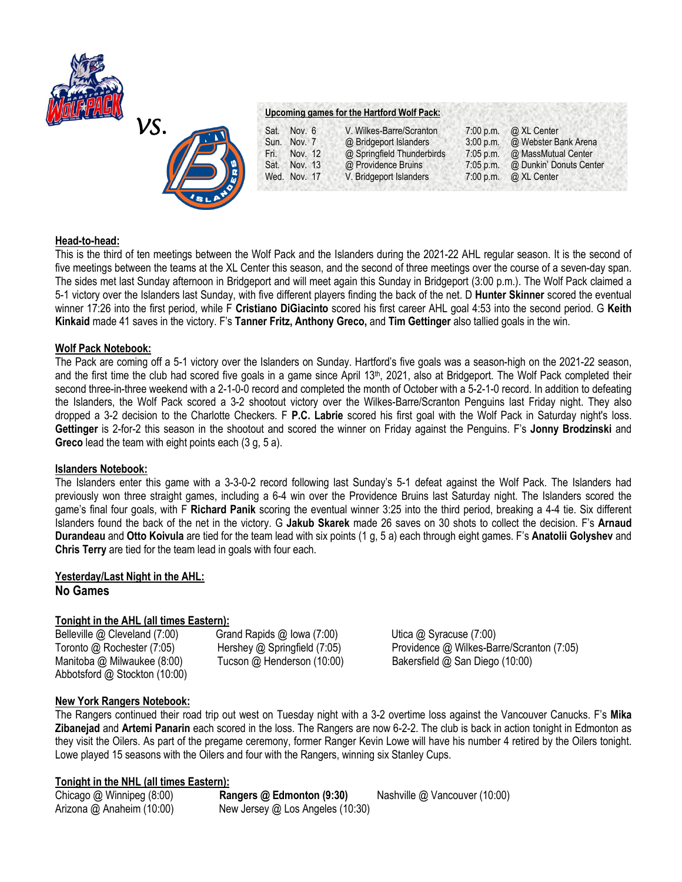vs.

**Upcoming games for the Hartford Wolf Pack:**

| | | | | |
|---|---|---|---|---|
| Sat. | Nov. 6 | V. Wilkes-Barre/Scranton | 7:00 p.m. | @ XL Center |
| Sun. | Nov. 7 | @ Bridgeport Islanders | 3:00 p.m. | @ Webster Bank Arena |
| Fri. | Nov. 12 | @ Springfield Thunderbirds | 7:05 p.m. | @ MassMutual Center |
| Sat. | Nov. 13 | @ Providence Bruins | 7:05 p.m. | @ Dunkin' Donuts Center |
| Wed. | Nov. 17 | V. Bridgeport Islanders | 7:00 p.m. | @ XL Center |

**Head-to-head:**

This is the third of ten meetings between the Wolf Pack and the Islanders during the 2021-22 AHL regular season. It is the second of five meetings between the teams at the XL Center this season, and the second of three meetings over the course of a seven-day span. The sides met last Sunday afternoon in Bridgeport and will meet again this Sunday in Bridgeport (3:00 p.m.). The Wolf Pack claimed a 5-1 victory over the Islanders last Sunday, with five different players finding the back of the net. D **Hunter Skinner** scored the eventual winner 17:26 into the first period, while F **Cristiano DiGiacinto** scored his first career AHL goal 4:53 into the second period. G **Keith Kinkaid** made 41 saves in the victory. F's **Tanner Fritz, Anthony Greco,** and **Tim Gettinger** also tallied goals in the win.

**Wolf Pack Notebook:**

The Pack are coming off a 5-1 victory over the Islanders on Sunday. Hartford's five goals was a season-high on the 2021-22 season, and the first time the club had scored five goals in a game since April 13th, 2021, also at Bridgeport. The Wolf Pack completed their second three-in-three weekend with a 2-1-0-0 record and completed the month of October with a 5-2-1-0 record. In addition to defeating the Islanders, the Wolf Pack scored a 3-2 shootout victory over the Wilkes-Barre/Scranton Penguins last Friday night. They also dropped a 3-2 decision to the Charlotte Checkers. F **P.C. Labrie** scored his first goal with the Wolf Pack in Saturday night's loss. **Gettinger** is 2-for-2 this season in the shootout and scored the winner on Friday against the Penguins. F's **Jonny Brodzinski** and **Greco** lead the team with eight points each (3 g, 5 a).

**Islanders Notebook:**

The Islanders enter this game with a 3-3-0-2 record following last Sunday's 5-1 defeat against the Wolf Pack. The Islanders had previously won three straight games, including a 6-4 win over the Providence Bruins last Saturday night. The Islanders scored the game's final four goals, with F **Richard Panik** scoring the eventual winner 3:25 into the third period, breaking a 4-4 tie. Six different Islanders found the back of the net in the victory. G **Jakub Skarek** made 26 saves on 30 shots to collect the decision. F's **Arnaud Durandeau** and **Otto Koivula** are tied for the team lead with six points (1 g, 5 a) each through eight games. F's **Anatolii Golyshev** and **Chris Terry** are tied for the team lead in goals with four each.

**Yesterday/Last Night in the AHL:**

**No Games**

**Tonight in the AHL (all times Eastern):**

| | | |
|---|---|---|
| Belleville @ Cleveland (7:00) | Grand Rapids @ Iowa (7:00) | Utica @ Syracuse (7:00) |
| Toronto @ Rochester (7:05) | Hershey @ Springfield (7:05) | Providence @ Wilkes-Barre/Scranton (7:05) |
| Manitoba @ Milwaukee (8:00) | Tucson @ Henderson (10:00) | Bakersfield @ San Diego (10:00) |
| Abbotsford @ Stockton (10:00) | | |

**New York Rangers Notebook:**

The Rangers continued their road trip out west on Tuesday night with a 3-2 overtime loss against the Vancouver Canucks. F's **Mika Zibanejad** and **Artemi Panarin** each scored in the loss. The Rangers are now 6-2-2. The club is back in action tonight in Edmonton as they visit the Oilers. As part of the pregame ceremony, former Ranger Kevin Lowe will have his number 4 retired by the Oilers tonight. Lowe played 15 seasons with the Oilers and four with the Rangers, winning six Stanley Cups.

**Tonight in the NHL (all times Eastern):**

| | | |
|---|---|---|
| Chicago @ Winnipeg (8:00) | **Rangers @ Edmonton (9:30)** | Nashville @ Vancouver (10:00) |
| Arizona @ Anaheim (10:00) | New Jersey @ Los Angeles (10:30) | |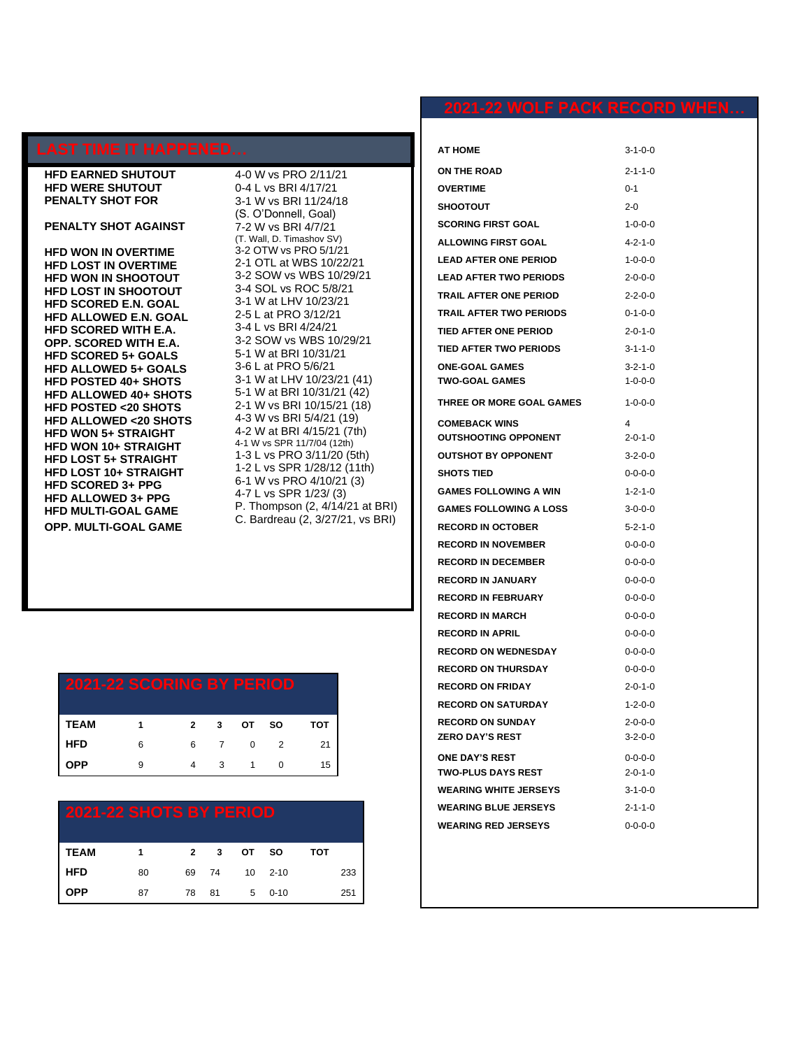## LAST TIME IT HAPPENED…

| | |
|---|---|
| HFD EARNED SHUTOUT | 4-0 W vs PRO 2/11/21 |
| HFD WERE SHUTOUT | 0-4 L vs BRI 4/17/21 |
| PENALTY SHOT FOR | 3-1 W vs BRI 11/24/18 (S. O'Donnell, Goal) |
| PENALTY SHOT AGAINST | 7-2 W vs BRI 4/7/21 (T. Wall, D. Timashov SV) |
| HFD WON IN OVERTIME | 3-2 OTW vs PRO 5/1/21 |
| HFD LOST IN OVERTIME | 2-1 OTL at WBS 10/22/21 |
| HFD WON IN SHOOTOUT | 3-2 SOW vs WBS 10/29/21 |
| HFD LOST IN SHOOTOUT | 3-4 SOL vs ROC 5/8/21 |
| HFD SCORED E.N. GOAL | 3-1 W at LHV 10/23/21 |
| HFD ALLOWED E.N. GOAL | 2-5 L at PRO 3/12/21 |
| HFD SCORED WITH E.A. | 3-4 L vs BRI 4/24/21 |
| OPP. SCORED WITH E.A. | 3-2 SOW vs WBS 10/29/21 |
| HFD SCORED 5+ GOALS | 5-1 W at BRI 10/31/21 |
| HFD ALLOWED 5+ GOALS | 3-6 L at PRO 5/6/21 |
| HFD POSTED 40+ SHOTS | 3-1 W at LHV 10/23/21 (41) |
| HFD ALLOWED 40+ SHOTS | 5-1 W at BRI 10/31/21 (42) |
| HFD POSTED <20 SHOTS | 2-1 W vs BRI 10/15/21 (18) |
| HFD ALLOWED <20 SHOTS | 4-3 W vs BRI 5/4/21 (19) |
| HFD WON 5+ STRAIGHT | 4-2 W at BRI 4/15/21 (7th) |
| HFD WON 10+ STRAIGHT | 4-1 W vs SPR 11/7/04 (12th) |
| HFD LOST 5+ STRAIGHT | 1-3 L vs PRO 3/11/20 (5th) |
| HFD LOST 10+ STRAIGHT | 1-2 L vs SPR 1/28/12 (11th) |
| HFD SCORED 3+ PPG | 6-1 W vs PRO 4/10/21 (3) |
| HFD ALLOWED 3+ PPG | 4-7 L vs SPR 1/23/ (3) |
| HFD MULTI-GOAL GAME | P. Thompson (2, 4/14/21 at BRI) |
| OPP. MULTI-GOAL GAME | C. Bardreau (2, 3/27/21, vs BRI) |

## 2021-22 SCORING BY PERIOD

| TEAM | 1 | 2 | 3 | OT | SO | TOT |
|---|---|---|---|---|---|---|
| HFD | 6 | 6 | 7 | 0 | 2 | 21 |
| OPP | 9 | 4 | 3 | 1 | 0 | 15 |

## 2021-22 SHOTS BY PERIOD

| TEAM | 1 | 2 | 3 | OT | SO | TOT |
|---|---|---|---|---|---|---|
| HFD | 80 | 69 | 74 | 10 | 2-10 | 233 |
| OPP | 87 | 78 | 81 | 5 | 0-10 | 251 |

## 2021-22 WOLF PACK RECORD WHEN…

| | |
|---|---|
| AT HOME | 3-1-0-0 |
| ON THE ROAD | 2-1-1-0 |
| OVERTIME | 0-1 |
| SHOOTOUT | 2-0 |
| SCORING FIRST GOAL | 1-0-0-0 |
| ALLOWING FIRST GOAL | 4-2-1-0 |
| LEAD AFTER ONE PERIOD | 1-0-0-0 |
| LEAD AFTER TWO PERIODS | 2-0-0-0 |
| TRAIL AFTER ONE PERIOD | 2-2-0-0 |
| TRAIL AFTER TWO PERIODS | 0-1-0-0 |
| TIED AFTER ONE PERIOD | 2-0-1-0 |
| TIED AFTER TWO PERIODS | 3-1-1-0 |
| ONE-GOAL GAMES | 3-2-1-0 |
| TWO-GOAL GAMES | 1-0-0-0 |
| THREE OR MORE GOAL GAMES | 1-0-0-0 |
| COMEBACK WINS | 4 |
| OUTSHOOTING OPPONENT | 2-0-1-0 |
| OUTSHOT BY OPPONENT | 3-2-0-0 |
| SHOTS TIED | 0-0-0-0 |
| GAMES FOLLOWING A WIN | 1-2-1-0 |
| GAMES FOLLOWING A LOSS | 3-0-0-0 |
| RECORD IN OCTOBER | 5-2-1-0 |
| RECORD IN NOVEMBER | 0-0-0-0 |
| RECORD IN DECEMBER | 0-0-0-0 |
| RECORD IN JANUARY | 0-0-0-0 |
| RECORD IN FEBRUARY | 0-0-0-0 |
| RECORD IN MARCH | 0-0-0-0 |
| RECORD IN APRIL | 0-0-0-0 |
| RECORD ON WEDNESDAY | 0-0-0-0 |
| RECORD ON THURSDAY | 0-0-0-0 |
| RECORD ON FRIDAY | 2-0-1-0 |
| RECORD ON SATURDAY | 1-2-0-0 |
| RECORD ON SUNDAY | 2-0-0-0 |
| ZERO DAY'S REST | 3-2-0-0 |
| ONE DAY'S REST | 0-0-0-0 |
| TWO-PLUS DAYS REST | 2-0-1-0 |
| WEARING WHITE JERSEYS | 3-1-0-0 |
| WEARING BLUE JERSEYS | 2-1-1-0 |
| WEARING RED JERSEYS | 0-0-0-0 |